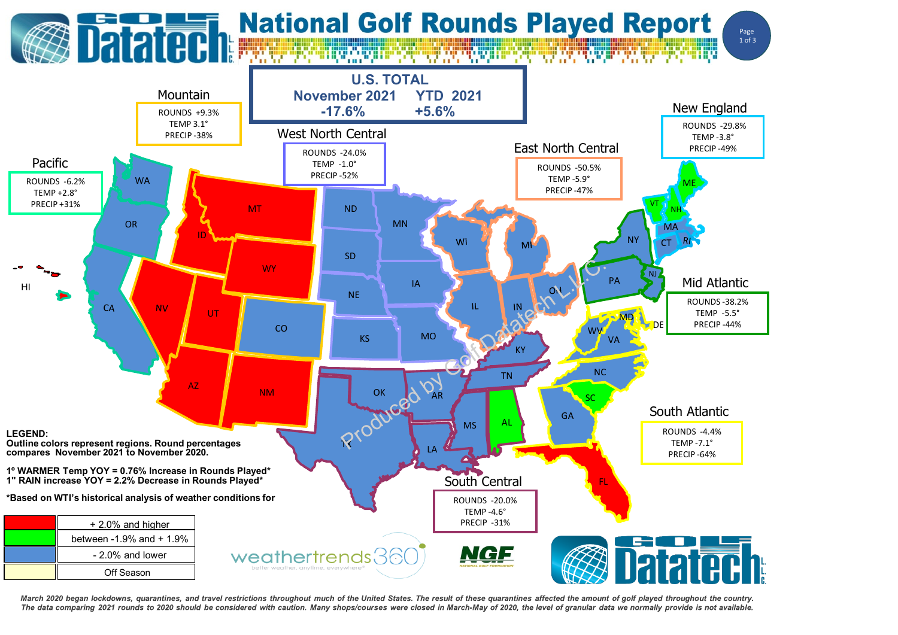# National Golf Rounds Played Report

## U.S. TOTAL

| November 2021 | YTD 2021 |
| --- | --- |
| -17.6% | +5.6% |

### Mountain
ROUNDS +9.3%
TEMP 3.1°
PRECIP -38%

### Pacific
ROUNDS -6.2%
TEMP +2.8°
PRECIP +31%

### West North Central
ROUNDS -24.0%
TEMP -1.0°
PRECIP -52%

### East North Central
ROUNDS -50.5%
TEMP -5.9°
PRECIP -47%

### New England
ROUNDS -29.8%
TEMP -3.8°
PRECIP -49%

### Mid Atlantic
ROUNDS -38.2%
TEMP -5.5°
PRECIP -44%

### South Atlantic
ROUNDS -4.4%
TEMP -7.1°
PRECIP -64%

### South Central
ROUNDS -20.0%
TEMP -4.6°
PRECIP -31%

**LEGEND:**
**Outline colors represent regions. Round percentages compares November 2021 to November 2020.**

**1º WARMER Temp YOY = 0.76% Increase in Rounds Played***
**1" RAIN increase YOY = 2.2% Decrease in Rounds Played***

***Based on WTI's historical analysis of weather conditions for**

| Color | Range |
| --- | --- |
| Red | + 2.0% and higher |
| Green | between -1.9% and + 1.9% |
| Blue | - 2.0% and lower |
| Light yellow | Off Season |

*March 2020 began lockdowns, quarantines, and travel restrictions throughout much of the United States. The result of these quarantines affected the amount of golf played throughout the country. The data comparing 2021 rounds to 2020 should be considered with caution. Many shops/courses were closed in March-May of 2020, the level of granular data we normally provide is not available.*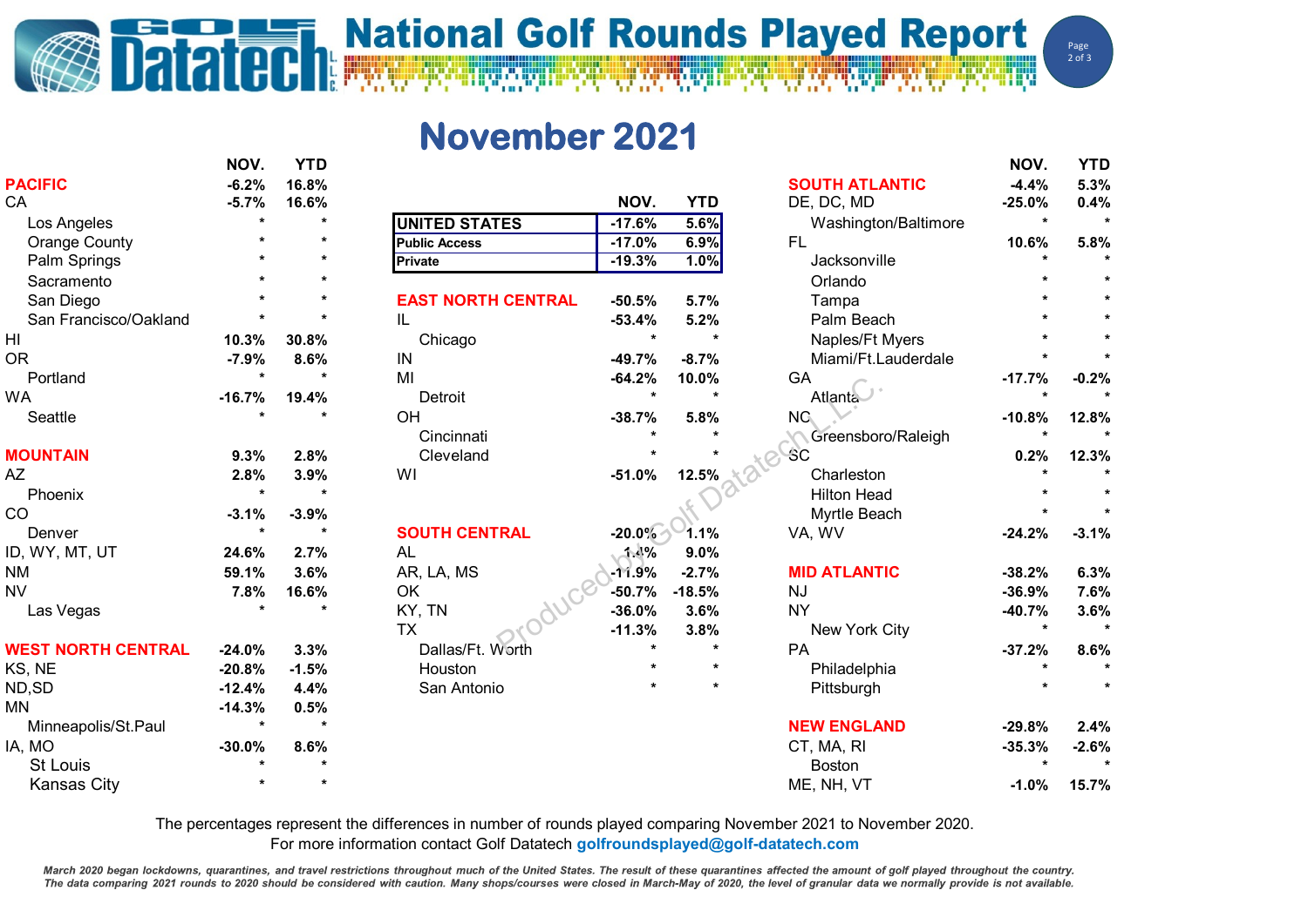# National Golf Rounds Played Report

## November 2021

| | NOV. | YTD |
|---|---|---|
| **UNITED STATES** | -17.6% | 5.6% |
| **Public Access** | -17.0% | 6.9% |
| **Private** | -19.3% | 1.0% |

| | NOV. | YTD |
|---|---|---|
| **PACIFIC** | -6.2% | 16.8% |
| CA | -5.7% | 16.6% |
| Los Angeles | * | * |
| Orange County | * | * |
| Palm Springs | * | * |
| Sacramento | * | * |
| San Diego | * | * |
| San Francisco/Oakland | * | * |
| HI | 10.3% | 30.8% |
| OR | -7.9% | 8.6% |
| Portland | * | * |
| WA | -16.7% | 19.4% |
| Seattle | * | * |
| **MOUNTAIN** | 9.3% | 2.8% |
| AZ | 2.8% | 3.9% |
| Phoenix | * | * |
| CO | -3.1% | -3.9% |
| Denver | * | * |
| ID, WY, MT, UT | 24.6% | 2.7% |
| NM | 59.1% | 3.6% |
| NV | 7.8% | 16.6% |
| Las Vegas | * | * |
| **WEST NORTH CENTRAL** | -24.0% | 3.3% |
| KS, NE | -20.8% | -1.5% |
| ND,SD | -12.4% | 4.4% |
| MN | -14.3% | 0.5% |
| Minneapolis/St.Paul | * | * |
| IA, MO | -30.0% | 8.6% |
| St Louis | * | * |
| Kansas City | * | * |

| | NOV. | YTD |
|---|---|---|
| **EAST NORTH CENTRAL** | -50.5% | 5.7% |
| IL | -53.4% | 5.2% |
| Chicago | * | * |
| IN | -49.7% | -8.7% |
| MI | -64.2% | 10.0% |
| Detroit | * | * |
| OH | -38.7% | 5.8% |
| Cincinnati | * | * |
| Cleveland | * | * |
| WI | -51.0% | 12.5% |
| **SOUTH CENTRAL** | -20.0% | 1.1% |
| AL | 1.4% | 9.0% |
| AR, LA, MS | -11.9% | -2.7% |
| OK | -50.7% | -18.5% |
| KY, TN | -36.0% | 3.6% |
| TX | -11.3% | 3.8% |
| Dallas/Ft. Worth | * | * |
| Houston | * | * |
| San Antonio | * | * |

| | NOV. | YTD |
|---|---|---|
| **SOUTH ATLANTIC** | -4.4% | 5.3% |
| DE, DC, MD | -25.0% | 0.4% |
| Washington/Baltimore | * | * |
| FL | 10.6% | 5.8% |
| Jacksonville | * | * |
| Orlando | * | * |
| Tampa | * | * |
| Palm Beach | * | * |
| Naples/Ft Myers | * | * |
| Miami/Ft.Lauderdale | * | * |
| GA | -17.7% | -0.2% |
| Atlanta | * | * |
| NC | -10.8% | 12.8% |
| Greensboro/Raleigh | * | * |
| SC | 0.2% | 12.3% |
| Charleston | * | * |
| Hilton Head | * | * |
| Myrtle Beach | * | * |
| VA, WV | -24.2% | -3.1% |
| **MID ATLANTIC** | -38.2% | 6.3% |
| NJ | -36.9% | 7.6% |
| NY | -40.7% | 3.6% |
| New York City | * | * |
| PA | -37.2% | 8.6% |
| Philadelphia | * | * |
| Pittsburgh | * | * |
| **NEW ENGLAND** | -29.8% | 2.4% |
| CT, MA, RI | -35.3% | -2.6% |
| Boston | * | * |
| ME, NH, VT | -1.0% | 15.7% |

The percentages represent the differences in number of rounds played comparing November 2021 to November 2020.
For more information contact Golf Datatech **golfroundsplayed@golf-datatech.com**

*March 2020 began lockdowns, quarantines, and travel restrictions throughout much of the United States. The result of these quarantines affected the amount of golf played throughout the country. The data comparing 2021 rounds to 2020 should be considered with caution. Many shops/courses were closed in March-May of 2020, the level of granular data we normally provide is not available.*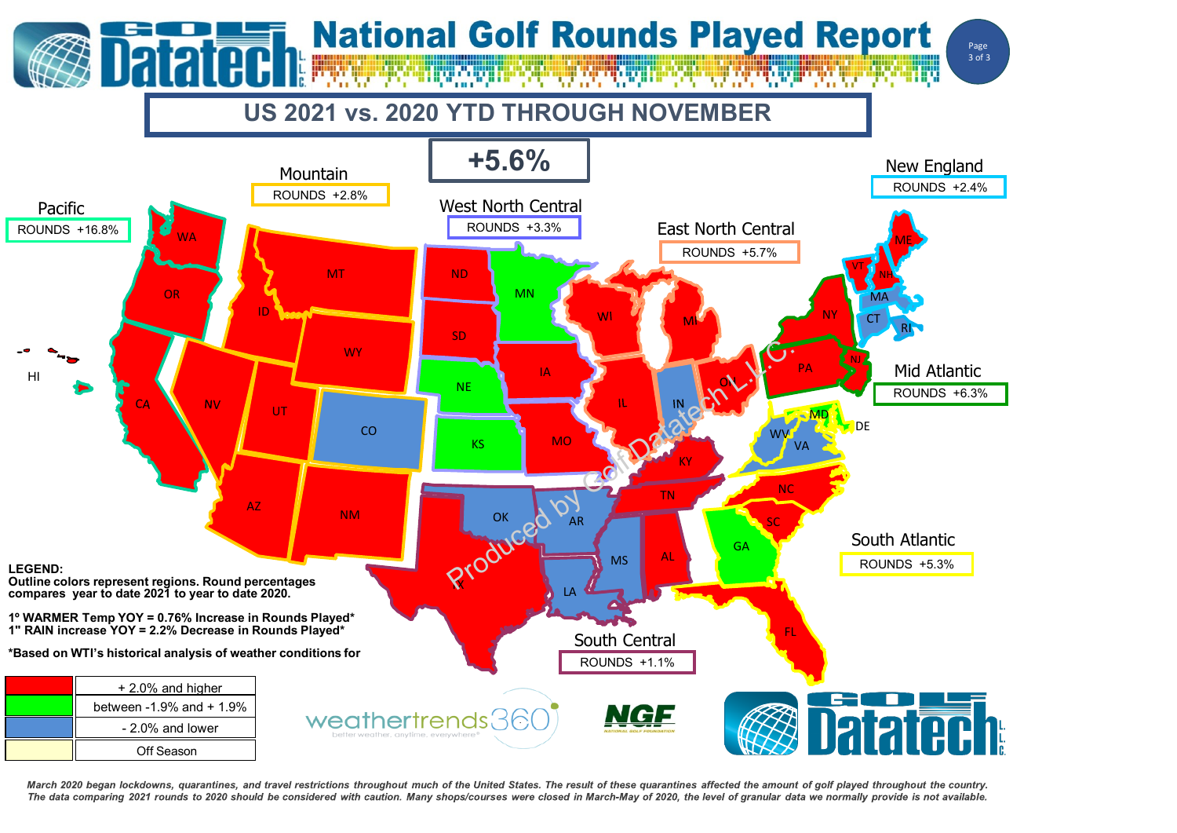# National Golf Rounds Played Report

## US 2021 vs. 2020 YTD THROUGH NOVEMBER

**+5.6%**

Pacific
ROUNDS +16.8%

Mountain
ROUNDS +2.8%

West North Central
ROUNDS +3.3%

East North Central
ROUNDS +5.7%

New England
ROUNDS +2.4%

Mid Atlantic
ROUNDS +6.3%

South Atlantic
ROUNDS +5.3%

South Central
ROUNDS +1.1%

WA, OR, CA, HI, MT, ID, WY, NV, UT, CO, AZ, NM, ND, MN, SD, NE, KS, IA, MO, WI, MI, IL, IN, OH, KY, TN, ME, VT, NH, MA, CT, RI, NY, PA, NJ, MD, DE, WV, VA, NC, SC, GA, FL, OK, AR, TX, LA, MS, AL

Produced by Golf Datatech L.L.C.

**LEGEND:**
**Outline colors represent regions. Round percentages compares year to date 2021 to year to date 2020.**

**1º WARMER Temp YOY = 0.76% Increase in Rounds Played***
**1" RAIN increase YOY = 2.2% Decrease in Rounds Played***

***Based on WTI's historical analysis of weather conditions for**

| | |
|---|---|
| Red | + 2.0% and higher |
| Green | between -1.9% and + 1.9% |
| Blue | - 2.0% and lower |
| Light yellow | Off Season |

weathertrends360 — better weather, anytime, everywhere

NGF — NATIONAL GOLF FOUNDATION

Golf Datatech L.L.C.

*March 2020 began lockdowns, quarantines, and travel restrictions throughout much of the United States. The result of these quarantines affected the amount of golf played throughout the country. The data comparing 2021 rounds to 2020 should be considered with caution. Many shops/courses were closed in March-May of 2020, the level of granular data we normally provide is not available.*